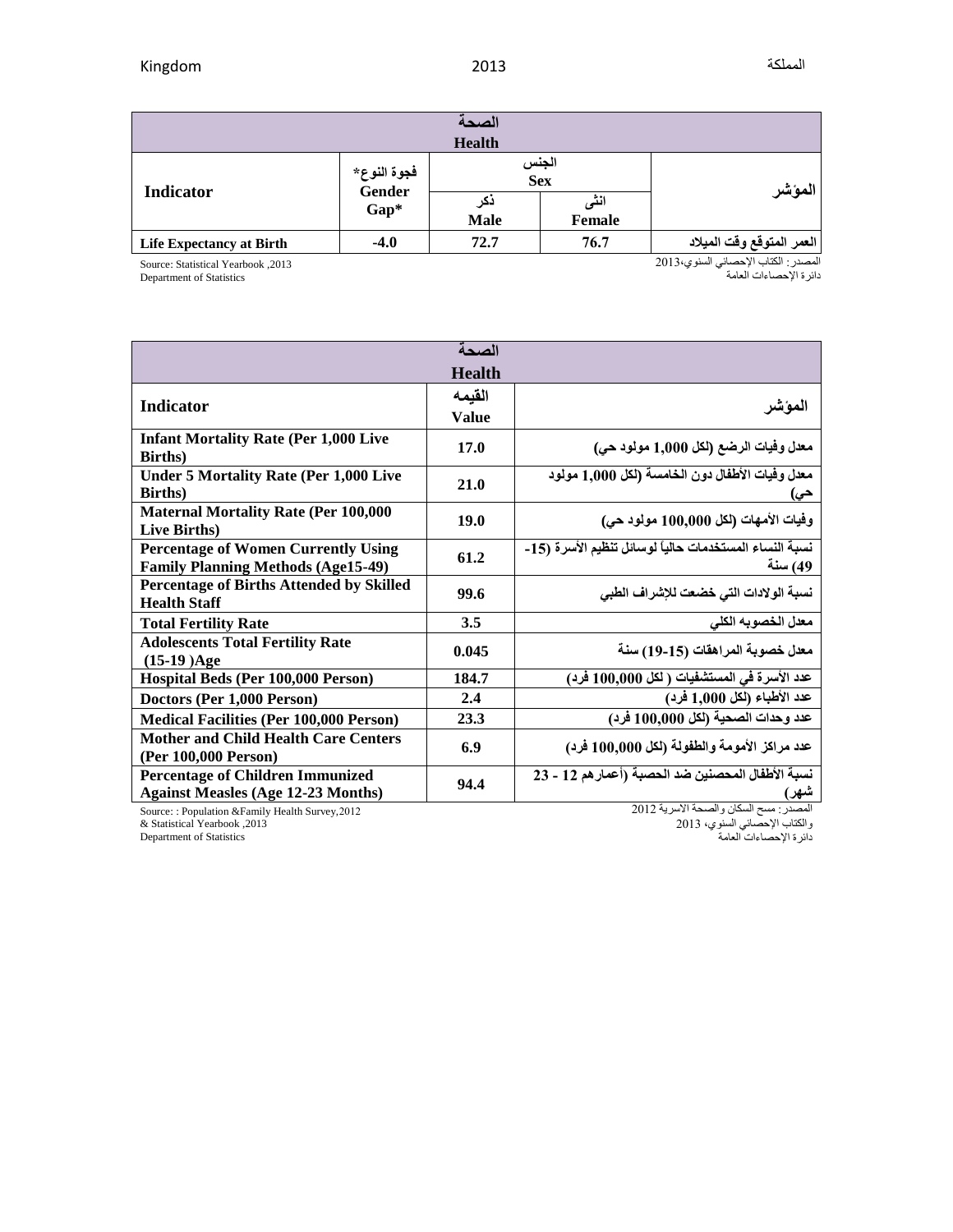Kingdom 2013 المملكة

| الصحة Health | | | | |
|---|---|---|---|---|
| Indicator | فجوة النوع* Gender Gap* | الجنس Sex | | المؤشر |
| | | ذكر Male | انثى Female | |
| Life Expectancy at Birth | -4.0 | 72.7 | 76.7 | العمر المتوقع وقت الميلاد |

Source: Statistical Yearbook ,2013
Department of Statistics

المصدر: الكتاب الإحصائي السنوي،2013
دائرة الإحصاءات العامة

| الصحة Health | | |
|---|---|---|
| Indicator | القيمه Value | المؤشر |
| Infant Mortality Rate (Per 1,000 Live Births) | 17.0 | معدل وفيات الرضع (لكل 1,000 مولود حي) |
| Under 5 Mortality Rate (Per 1,000 Live Births) | 21.0 | معدل وفيات الأطفال دون الخامسة (لكل 1,000 مولود حي) |
| Maternal Mortality Rate (Per 100,000 Live Births) | 19.0 | وفيات الأمهات (لكل 100,000 مولود حي) |
| Percentage of Women Currently Using Family Planning Methods (Age15-49) | 61.2 | نسبة النساء المستخدمات حالياً لوسائل تنظيم الأسرة (15-49) سنة |
| Percentage of Births Attended by Skilled Health Staff | 99.6 | نسبة الولادات التي خضعت للإشراف الطبي |
| Total Fertility Rate | 3.5 | معدل الخصوبه الكلي |
| Adolescents Total Fertility Rate (15-19 )Age | 0.045 | معدل خصوبة المراهقات (15-19) سنة |
| Hospital Beds (Per 100,000 Person) | 184.7 | عدد الأسرة في المستشفيات ( لكل 100,000 فرد) |
| Doctors (Per 1,000 Person) | 2.4 | عدد الأطباء (لكل 1,000 فرد) |
| Medical Facilities (Per 100,000 Person) | 23.3 | عدد وحدات الصحية (لكل 100,000 فرد) |
| Mother and Child Health Care Centers (Per 100,000 Person) | 6.9 | عدد مراكز الأمومة والطفولة (لكل 100,000 فرد) |
| Percentage of Children Immunized Against Measles (Age 12-23 Months) | 94.4 | نسبة الأطفال المحصنين ضد الحصبة (أعمارهم 12 - 23 شهر) |

Source: : Population &Family Health Survey,2012
& Statistical Yearbook ,2013
Department of Statistics

المصدر: مسح السكان والصحة الاسرية 2012
والكتاب الإحصائي السنوي، 2013
دائرة الإحصاءات العامة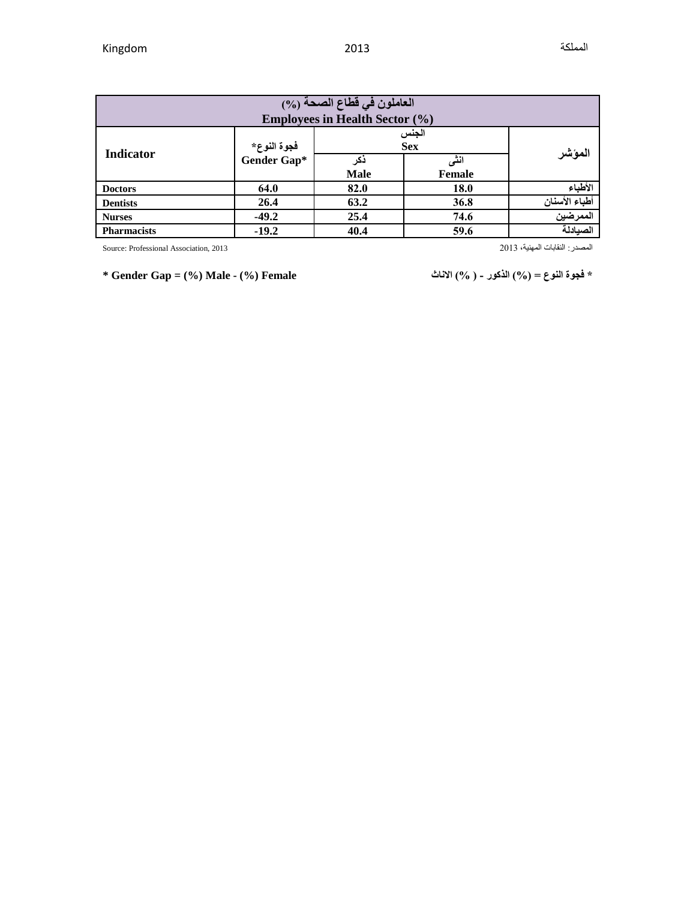Kingdom 2013 المملكة

| العاملون في قطاع الصحة (%) Employees in Health Sector (%) | | | | |
|---|---|---|---|---|
| Indicator | فجوة النوع* Gender Gap* | الجنس Sex | | المؤشر |
| | | ذكر Male | انثى Female | |
| Doctors | 64.0 | 82.0 | 18.0 | الأطباء |
| Dentists | 26.4 | 63.2 | 36.8 | أطباء الأسنان |
| Nurses | -49.2 | 25.4 | 74.6 | الممرضين |
| Pharmacists | -19.2 | 40.4 | 59.6 | الصيادلة |

Source: Professional Association, 2013 المصدر: النقابات المهنية، 2013

**\* Gender Gap = (%) Male - (%) Female** **\* فجوة النوع = (%) الذكور - ( %) الاناث**